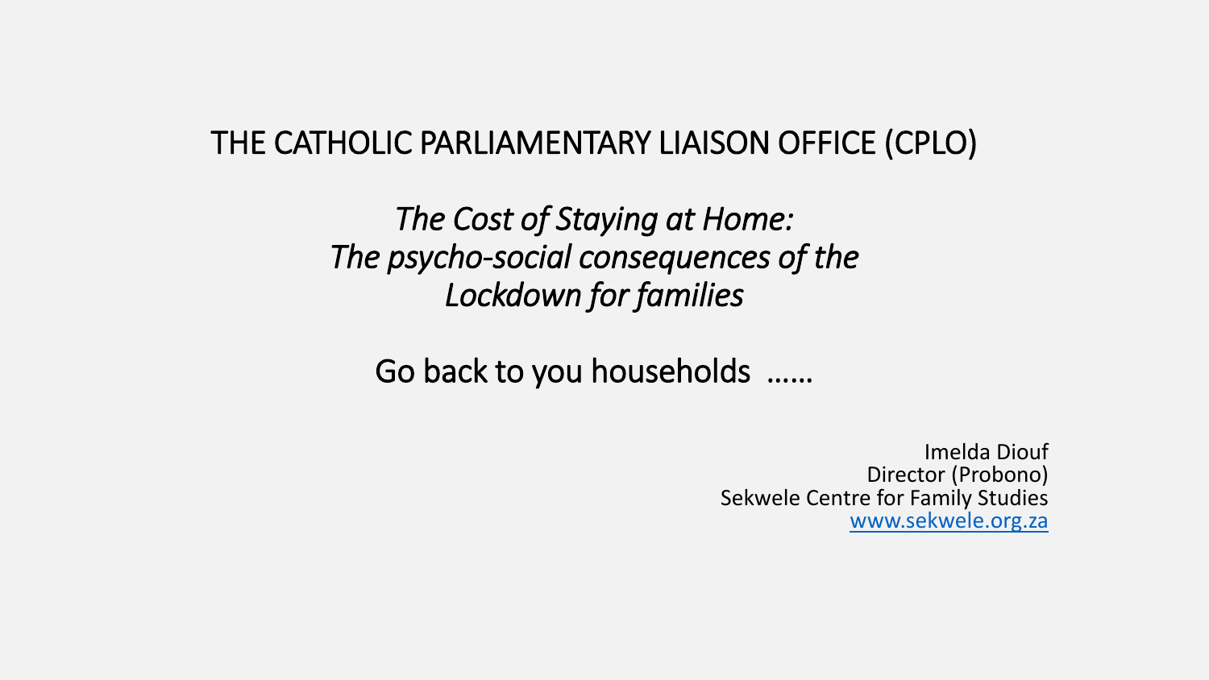# THE CATHOLIC PARLIAMENTARY LIAISON OFFICE (CPLO)

## *The Cost of Staying at Home: The psycho-social consequences of the Lockdown for families*

Go back to you households ……

Imelda Diouf
Director (Probono)
Sekwele Centre for Family Studies
[www.sekwele.org.za](http://www.sekwele.org.za)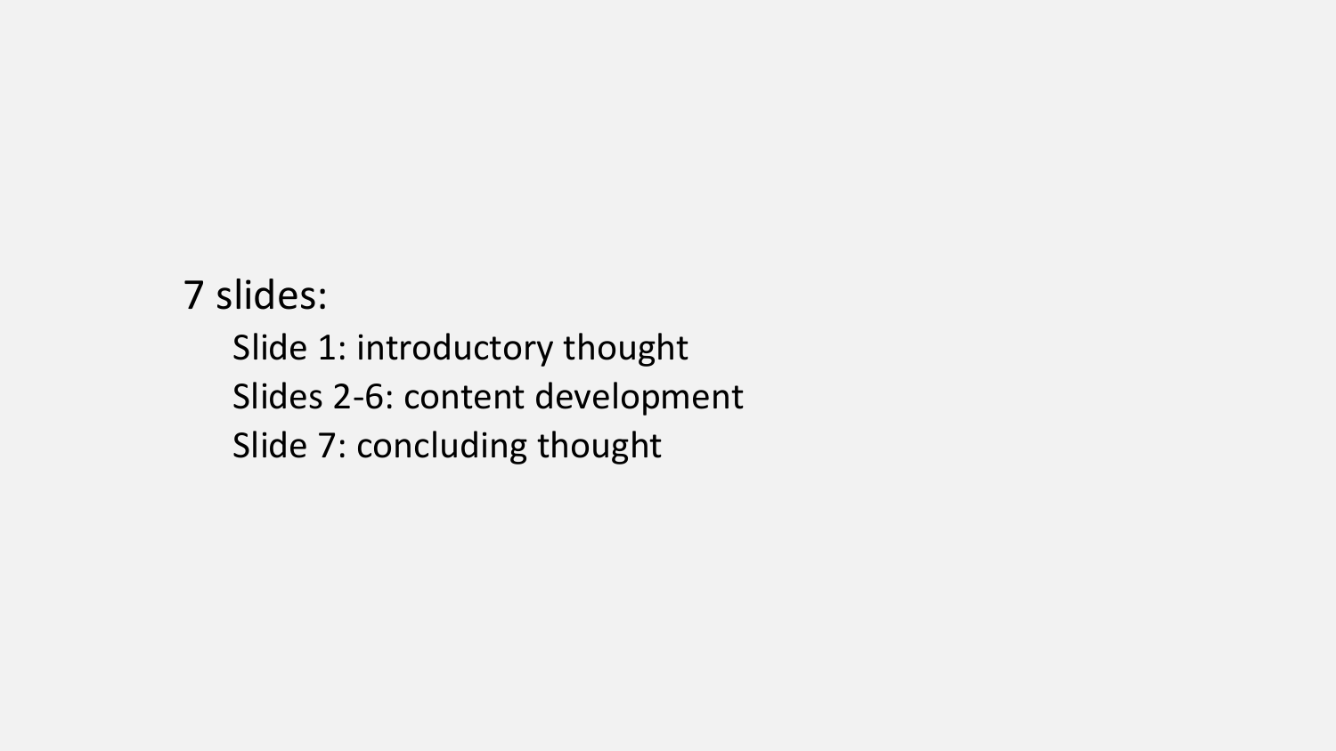7 slides:

- Slide 1: introductory thought
- Slides 2-6: content development
- Slide 7: concluding thought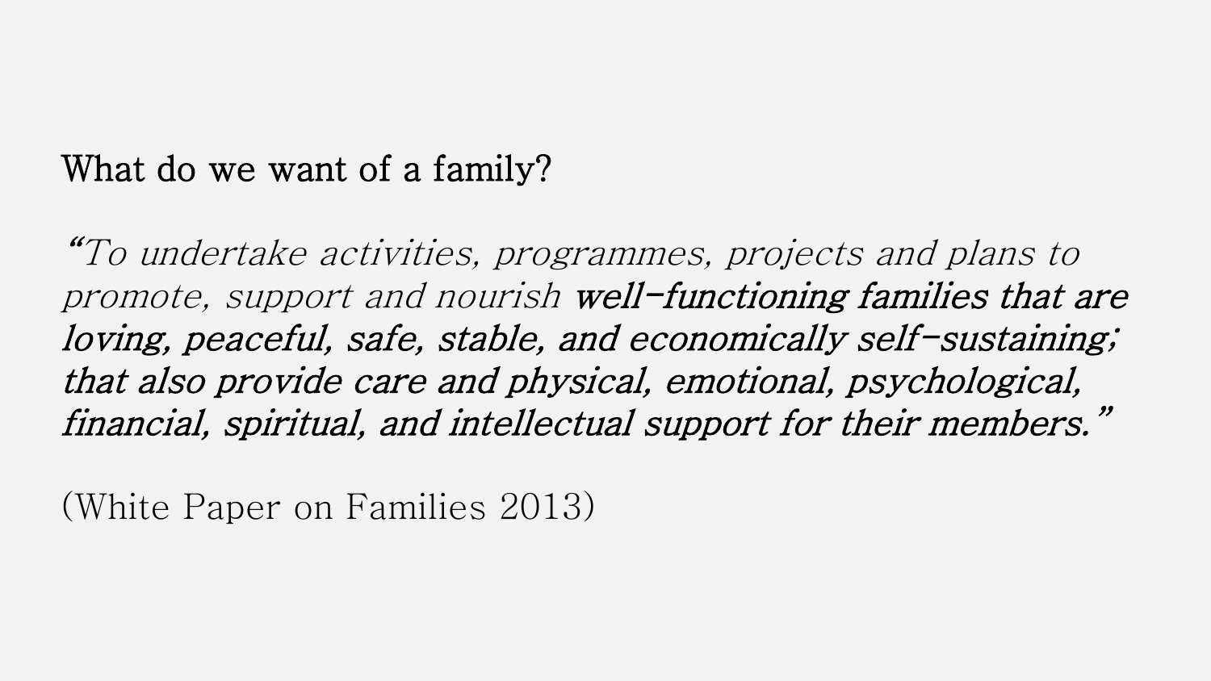What do we want of a family?

*"To undertake activities, programmes, projects and plans to promote, support and nourish* ***well-functioning families that are loving, peaceful, safe, stable, and economically self-sustaining; that also provide care and physical, emotional, psychological, financial, spiritual, and intellectual support for their members."***

(White Paper on Families 2013)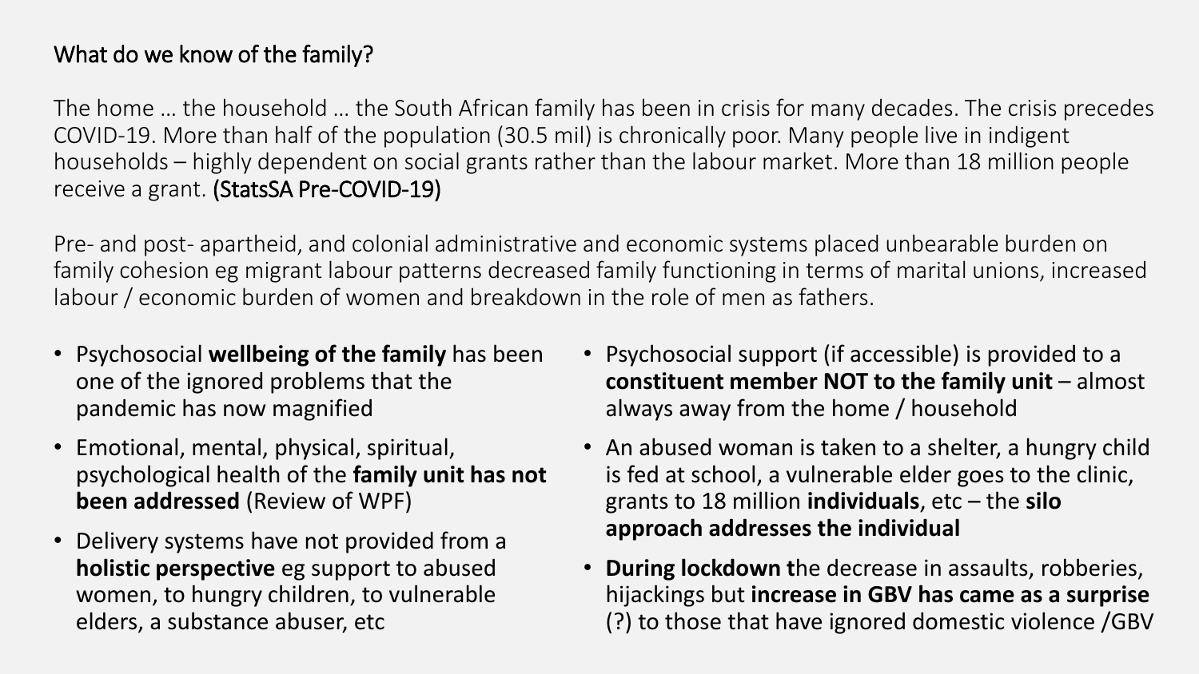## What do we know of the family?

The home … the household … the South African family has been in crisis for many decades. The crisis precedes COVID-19. More than half of the population (30.5 mil) is chronically poor. Many people live in indigent households – highly dependent on social grants rather than the labour market. More than 18 million people receive a grant. (StatsSA Pre-COVID-19)

Pre- and post- apartheid, and colonial administrative and economic systems placed unbearable burden on family cohesion eg migrant labour patterns decreased family functioning in terms of marital unions, increased labour / economic burden of women and breakdown in the role of men as fathers.

- Psychosocial **wellbeing of the family** has been one of the ignored problems that the pandemic has now magnified
- Emotional, mental, physical, spiritual, psychological health of the **family unit has not been addressed** (Review of WPF)
- Delivery systems have not provided from a **holistic perspective** eg support to abused women, to hungry children, to vulnerable elders, a substance abuser, etc
- Psychosocial support (if accessible) is provided to a **constituent member NOT to the family unit** – almost always away from the home / household
- An abused woman is taken to a shelter, a hungry child is fed at school, a vulnerable elder goes to the clinic, grants to 18 million **individuals**, etc – the **silo approach addresses the individual**
- **During lockdown t**he decrease in assaults, robberies, hijackings but **increase in GBV has came as a surprise** (?) to those that have ignored domestic violence /GBV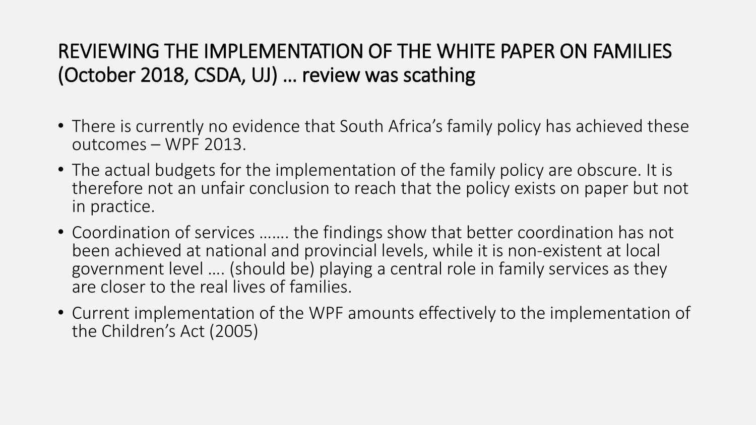## REVIEWING THE IMPLEMENTATION OF THE WHITE PAPER ON FAMILIES (October 2018, CSDA, UJ) … review was scathing

- There is currently no evidence that South Africa's family policy has achieved these outcomes – WPF 2013.
- The actual budgets for the implementation of the family policy are obscure. It is therefore not an unfair conclusion to reach that the policy exists on paper but not in practice.
- Coordination of services ……. the findings show that better coordination has not been achieved at national and provincial levels, while it is non-existent at local government level …. (should be) playing a central role in family services as they are closer to the real lives of families.
- Current implementation of the WPF amounts effectively to the implementation of the Children's Act (2005)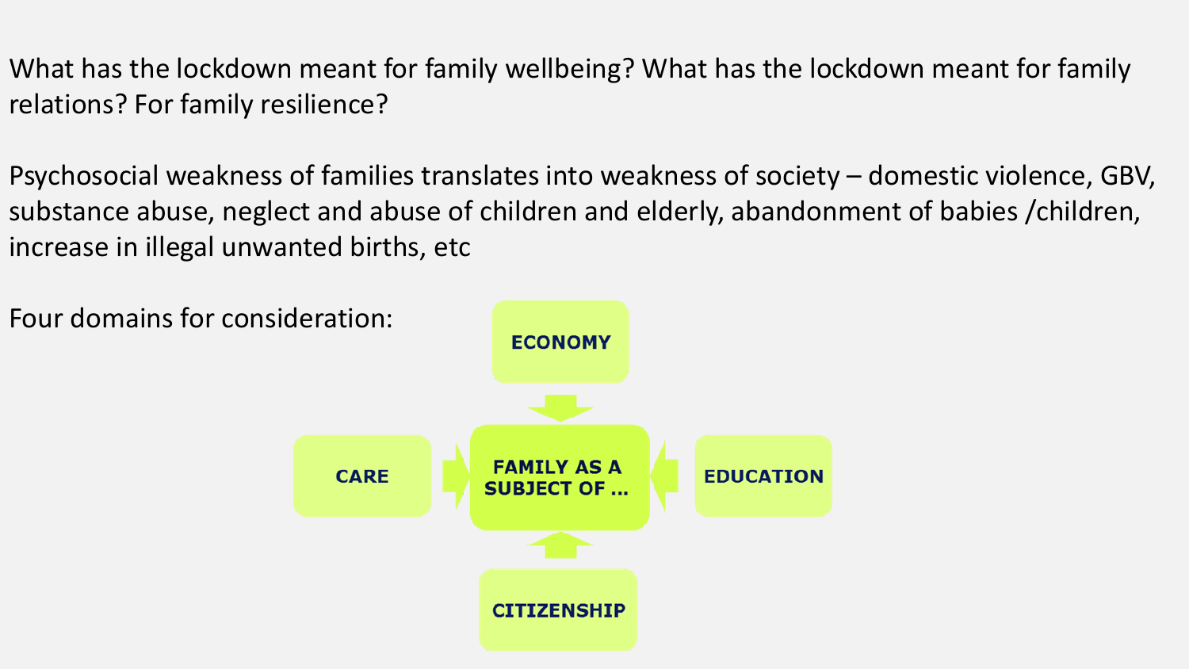What has the lockdown meant for family wellbeing? What has the lockdown meant for family relations? For family resilience?

Psychosocial weakness of families translates into weakness of society – domestic violence, GBV, substance abuse, neglect and abuse of children and elderly, abandonment of babies /children, increase in illegal unwanted births, etc

Four domains for consideration:

ECONOMY

CARE

FAMILY AS A SUBJECT OF …

EDUCATION

CITIZENSHIP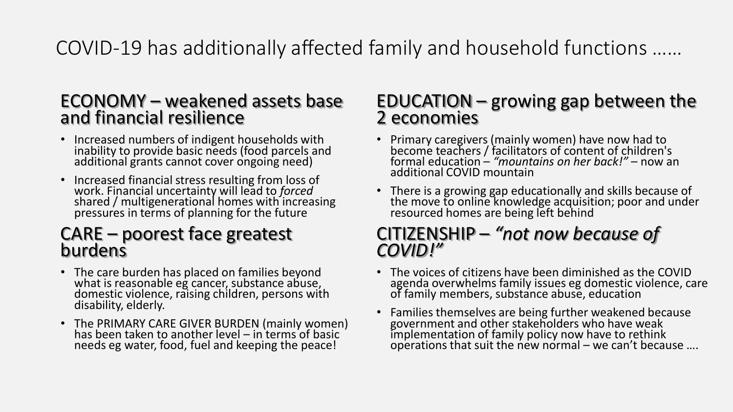# COVID-19 has additionally affected family and household functions ……

## ECONOMY – weakened assets base and financial resilience

- Increased numbers of indigent households with inability to provide basic needs (food parcels and additional grants cannot cover ongoing need)
- Increased financial stress resulting from loss of work. Financial uncertainty will lead to *forced* shared / multigenerational homes with increasing pressures in terms of planning for the future

## CARE – poorest face greatest burdens

- The care burden has placed on families beyond what is reasonable eg cancer, substance abuse, domestic violence, raising children, persons with disability, elderly.
- The PRIMARY CARE GIVER BURDEN (mainly women) has been taken to another level – in terms of basic needs eg water, food, fuel and keeping the peace!

## EDUCATION – growing gap between the 2 economies

- Primary caregivers (mainly women) have now had to become teachers / facilitators of content of children's formal education – *"mountains on her back!"* – now an additional COVID mountain
- There is a growing gap educationally and skills because of the move to online knowledge acquisition; poor and under resourced homes are being left behind

## CITIZENSHIP – *"not now because of COVID!"*

- The voices of citizens have been diminished as the COVID agenda overwhelms family issues eg domestic violence, care of family members, substance abuse, education
- Families themselves are being further weakened because government and other stakeholders who have weak implementation of family policy now have to rethink operations that suit the new normal – we can't because ….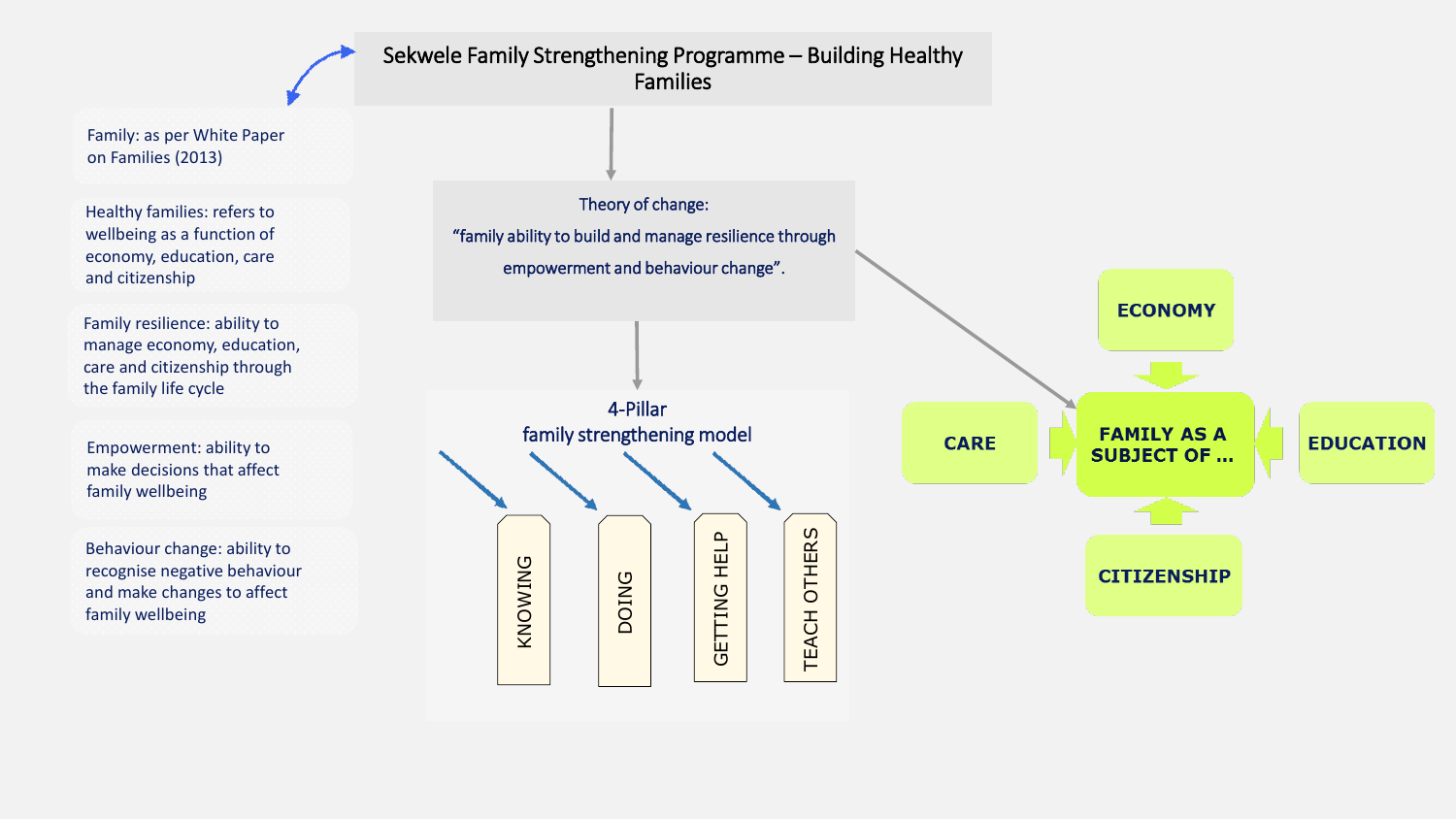# Sekwele Family Strengthening Programme – Building Healthy Families

Family: as per White Paper on Families (2013)

Healthy families: refers to wellbeing as a function of economy, education, care and citizenship

Family resilience: ability to manage economy, education, care and citizenship through the family life cycle

Empowerment: ability to make decisions that affect family wellbeing

Behaviour change: ability to recognise negative behaviour and make changes to affect family wellbeing

Theory of change:
"family ability to build and manage resilience through empowerment and behaviour change".

4-Pillar
family strengthening model

KNOWING

DOING

GETTING HELP

TEACH OTHERS

ECONOMY

CARE

FAMILY AS A SUBJECT OF …

EDUCATION

CITIZENSHIP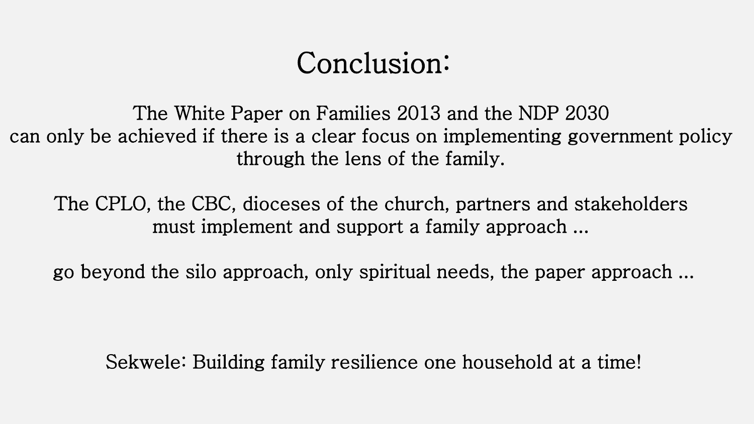# Conclusion:

The White Paper on Families 2013 and the NDP 2030
can only be achieved if there is a clear focus on implementing government policy through the lens of the family.

The CPLO, the CBC, dioceses of the church, partners and stakeholders
must implement and support a family approach ...

go beyond the silo approach, only spiritual needs, the paper approach ...

Sekwele: Building family resilience one household at a time!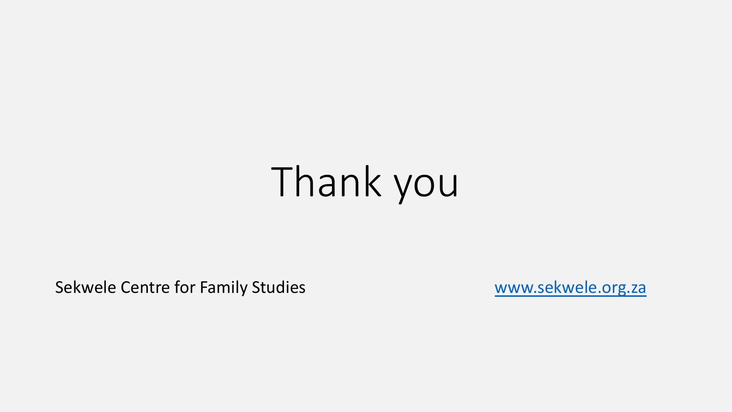# Thank you

Sekwele Centre for Family Studies

[www.sekwele.org.za](http://www.sekwele.org.za)